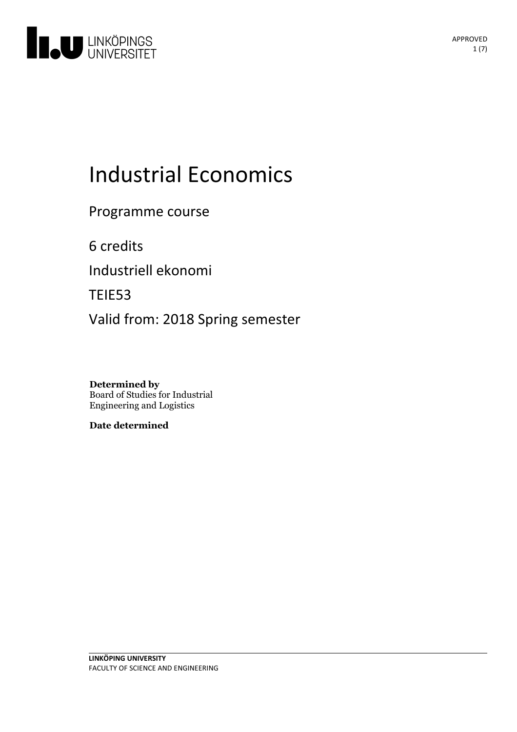# Industrial Economics

Programme course

6 credits

Industriell ekonomi

TEIE53

Valid from: 2018 Spring semester

**Determined by**
Board of Studies for Industrial Engineering and Logistics

**Date determined**

**LINKÖPING UNIVERSITY**
FACULTY OF SCIENCE AND ENGINEERING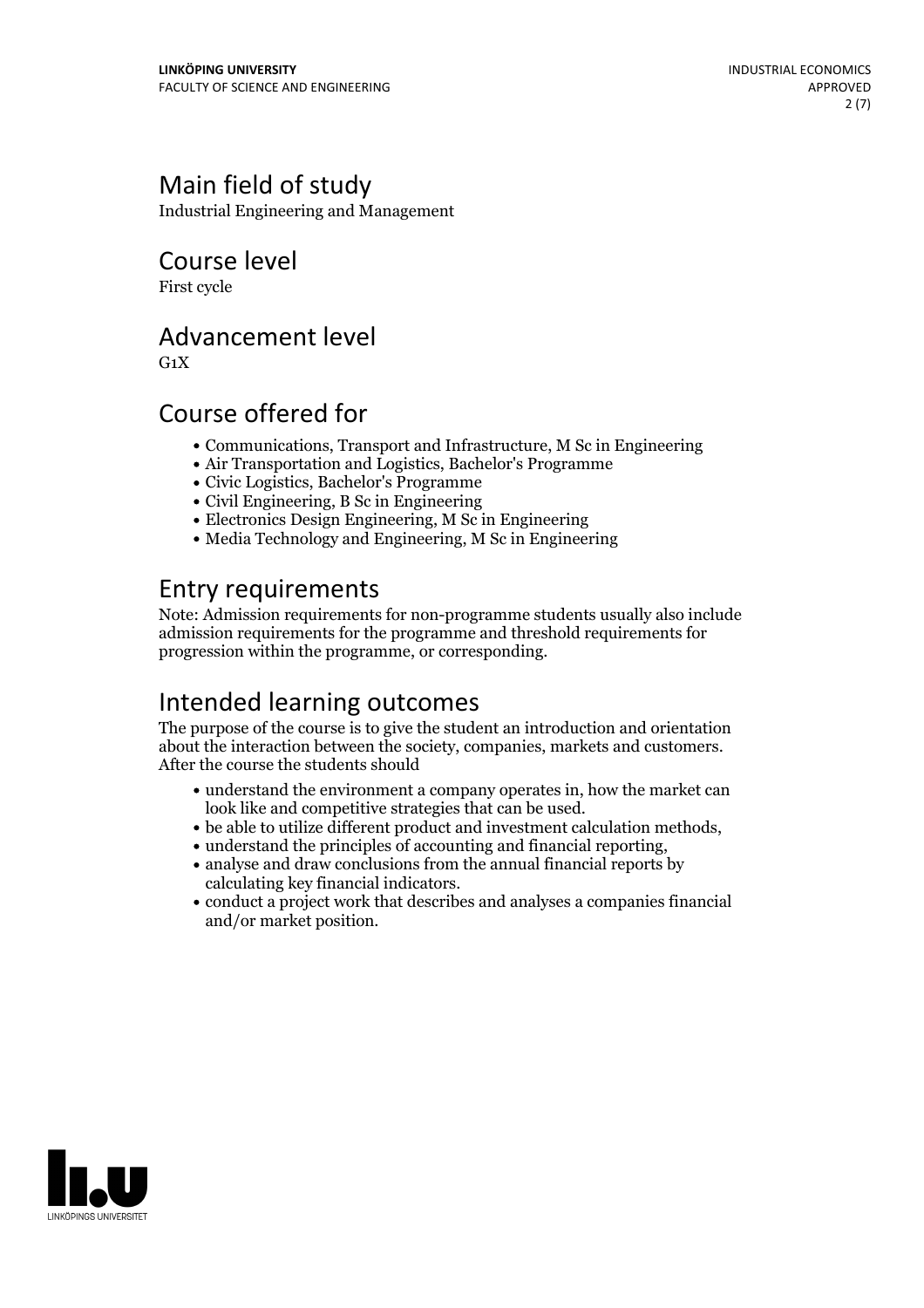## Main field of study

Industrial Engineering and Management

## Course level

First cycle

## Advancement level

G1X

## Course offered for

- Communications, Transport and Infrastructure, M Sc in Engineering
- Air Transportation and Logistics, Bachelor's Programme
- Civic Logistics, Bachelor's Programme
- Civil Engineering, B Sc in Engineering
- Electronics Design Engineering, M Sc in Engineering
- Media Technology and Engineering, M Sc in Engineering

## Entry requirements

Note: Admission requirements for non-programme students usually also include admission requirements for the programme and threshold requirements for progression within the programme, or corresponding.

## Intended learning outcomes

The purpose of the course is to give the student an introduction and orientation about the interaction between the society, companies, markets and customers. After the course the students should

- understand the environment a company operates in, how the market can look like and competitive strategies that can be used.
- be able to utilize different product and investment calculation methods,
- understand the principles of accounting and financial reporting,
- analyse and draw conclusions from the annual financial reports by calculating key financial indicators.
- conduct a project work that describes and analyses a companies financial and/or market position.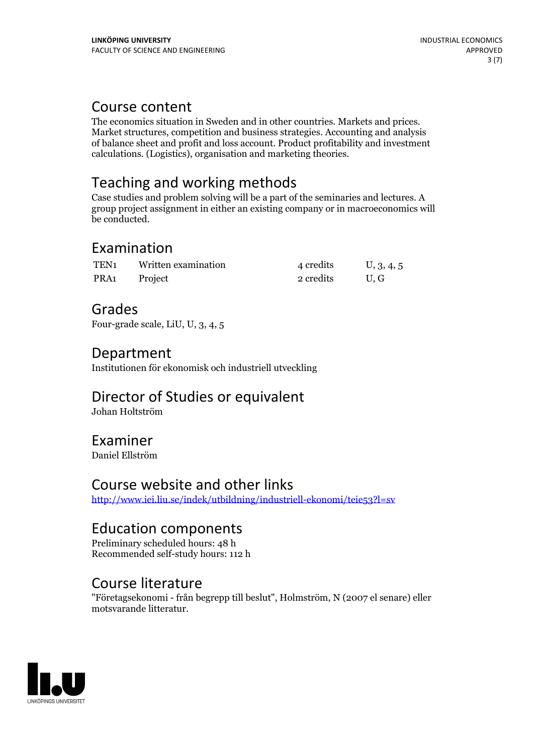## Course content

The economics situation in Sweden and in other countries. Markets and prices. Market structures, competition and business strategies. Accounting and analysis of balance sheet and profit and loss account. Product profitability and investment calculations. (Logistics), organisation and marketing theories.

## Teaching and working methods

Case studies and problem solving will be a part of the seminaries and lectures. A group project assignment in either an existing company or in macroeconomics will be conducted.

## Examination

| | | | |
|---|---|---|---|
| TEN1 | Written examination | 4 credits | U, 3, 4, 5 |
| PRA1 | Project | 2 credits | U, G |

## Grades

Four-grade scale, LiU, U, 3, 4, 5

## Department

Institutionen för ekonomisk och industriell utveckling

## Director of Studies or equivalent

Johan Holtström

## Examiner

Daniel Ellström

## Course website and other links

http://www.iei.liu.se/indek/utbildning/industriell-ekonomi/teie53?l=sv

## Education components

Preliminary scheduled hours: 48 h
Recommended self-study hours: 112 h

## Course literature

"Företagsekonomi - från begrepp till beslut", Holmström, N (2007 el senare) eller motsvarande litteratur.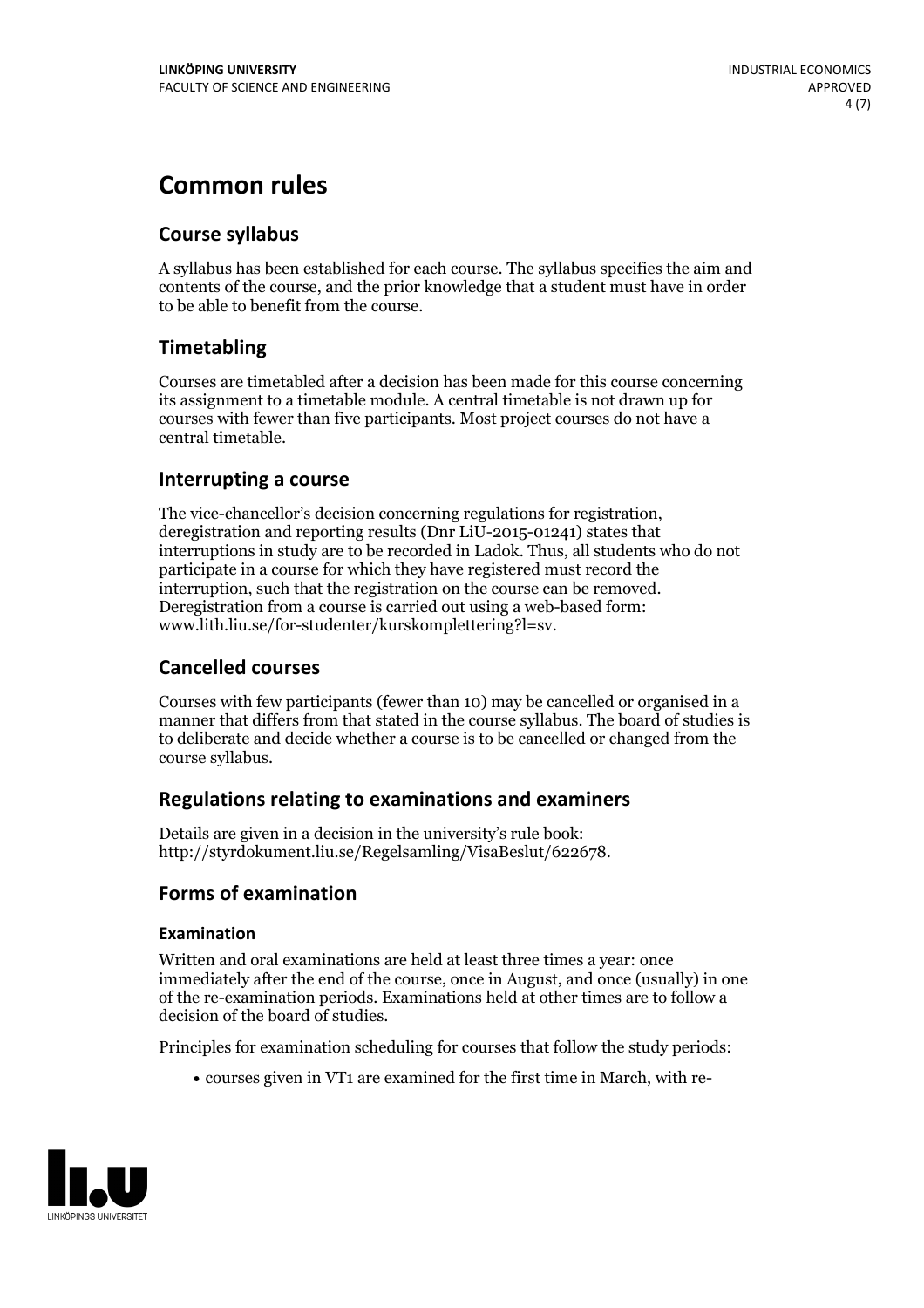# Common rules

## Course syllabus

A syllabus has been established for each course. The syllabus specifies the aim and contents of the course, and the prior knowledge that a student must have in order to be able to benefit from the course.

## Timetabling

Courses are timetabled after a decision has been made for this course concerning its assignment to a timetable module. A central timetable is not drawn up for courses with fewer than five participants. Most project courses do not have a central timetable.

## Interrupting a course

The vice-chancellor's decision concerning regulations for registration, deregistration and reporting results (Dnr LiU-2015-01241) states that interruptions in study are to be recorded in Ladok. Thus, all students who do not participate in a course for which they have registered must record the interruption, such that the registration on the course can be removed. Deregistration from a course is carried out using a web-based form: www.lith.liu.se/for-studenter/kurskomplettering?l=sv.

## Cancelled courses

Courses with few participants (fewer than 10) may be cancelled or organised in a manner that differs from that stated in the course syllabus. The board of studies is to deliberate and decide whether a course is to be cancelled or changed from the course syllabus.

## Regulations relating to examinations and examiners

Details are given in a decision in the university's rule book: http://styrdokument.liu.se/Regelsamling/VisaBeslut/622678.

## Forms of examination

### Examination

Written and oral examinations are held at least three times a year: once immediately after the end of the course, once in August, and once (usually) in one of the re-examination periods. Examinations held at other times are to follow a decision of the board of studies.

Principles for examination scheduling for courses that follow the study periods:

- courses given in VT1 are examined for the first time in March, with re-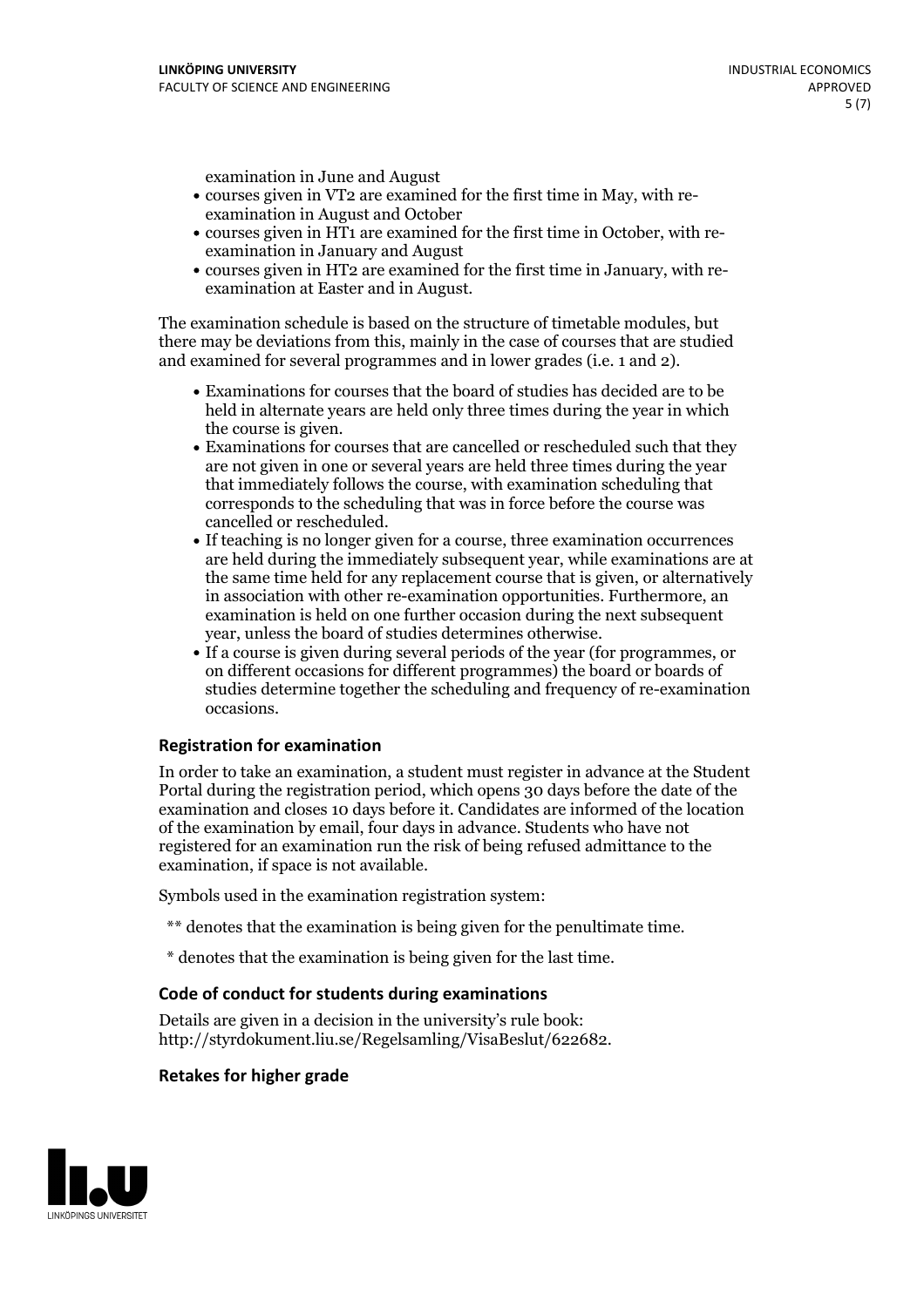examination in June and August
- courses given in VT2 are examined for the first time in May, with re-examination in August and October
- courses given in HT1 are examined for the first time in October, with re-examination in January and August
- courses given in HT2 are examined for the first time in January, with re-examination at Easter and in August.

The examination schedule is based on the structure of timetable modules, but there may be deviations from this, mainly in the case of courses that are studied and examined for several programmes and in lower grades (i.e. 1 and 2).

- Examinations for courses that the board of studies has decided are to be held in alternate years are held only three times during the year in which the course is given.
- Examinations for courses that are cancelled or rescheduled such that they are not given in one or several years are held three times during the year that immediately follows the course, with examination scheduling that corresponds to the scheduling that was in force before the course was cancelled or rescheduled.
- If teaching is no longer given for a course, three examination occurrences are held during the immediately subsequent year, while examinations are at the same time held for any replacement course that is given, or alternatively in association with other re-examination opportunities. Furthermore, an examination is held on one further occasion during the next subsequent year, unless the board of studies determines otherwise.
- If a course is given during several periods of the year (for programmes, or on different occasions for different programmes) the board or boards of studies determine together the scheduling and frequency of re-examination occasions.

### Registration for examination

In order to take an examination, a student must register in advance at the Student Portal during the registration period, which opens 30 days before the date of the examination and closes 10 days before it. Candidates are informed of the location of the examination by email, four days in advance. Students who have not registered for an examination run the risk of being refused admittance to the examination, if space is not available.

Symbols used in the examination registration system:

** denotes that the examination is being given for the penultimate time.

* denotes that the examination is being given for the last time.

### Code of conduct for students during examinations

Details are given in a decision in the university's rule book: http://styrdokument.liu.se/Regelsamling/VisaBeslut/622682.

### Retakes for higher grade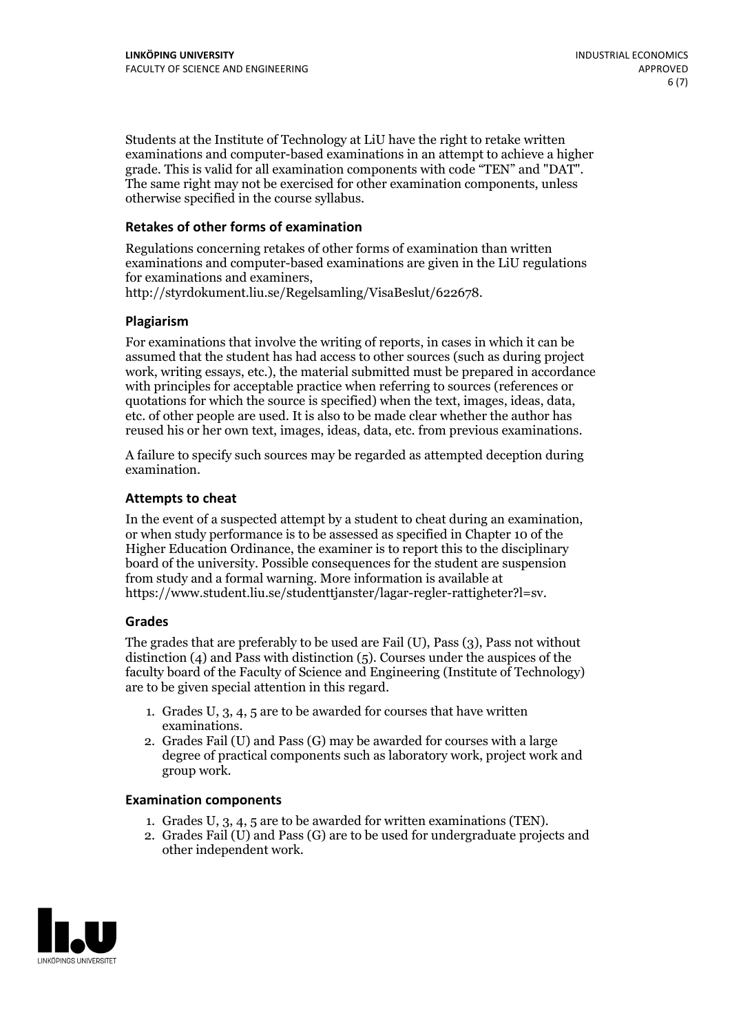Students at the Institute of Technology at LiU have the right to retake written examinations and computer-based examinations in an attempt to achieve a higher grade. This is valid for all examination components with code "TEN" and "DAT". The same right may not be exercised for other examination components, unless otherwise specified in the course syllabus.

### Retakes of other forms of examination

Regulations concerning retakes of other forms of examination than written examinations and computer-based examinations are given in the LiU regulations for examinations and examiners, http://styrdokument.liu.se/Regelsamling/VisaBeslut/622678.

### Plagiarism

For examinations that involve the writing of reports, in cases in which it can be assumed that the student has had access to other sources (such as during project work, writing essays, etc.), the material submitted must be prepared in accordance with principles for acceptable practice when referring to sources (references or quotations for which the source is specified) when the text, images, ideas, data, etc. of other people are used. It is also to be made clear whether the author has reused his or her own text, images, ideas, data, etc. from previous examinations.

A failure to specify such sources may be regarded as attempted deception during examination.

### Attempts to cheat

In the event of a suspected attempt by a student to cheat during an examination, or when study performance is to be assessed as specified in Chapter 10 of the Higher Education Ordinance, the examiner is to report this to the disciplinary board of the university. Possible consequences for the student are suspension from study and a formal warning. More information is available at https://www.student.liu.se/studenttjanster/lagar-regler-rattigheter?l=sv.

### Grades

The grades that are preferably to be used are Fail (U), Pass (3), Pass not without distinction (4) and Pass with distinction (5). Courses under the auspices of the faculty board of the Faculty of Science and Engineering (Institute of Technology) are to be given special attention in this regard.

1. Grades U, 3, 4, 5 are to be awarded for courses that have written examinations.
2. Grades Fail (U) and Pass (G) may be awarded for courses with a large degree of practical components such as laboratory work, project work and group work.

### Examination components

1. Grades U, 3, 4, 5 are to be awarded for written examinations (TEN).
2. Grades Fail (U) and Pass (G) are to be used for undergraduate projects and other independent work.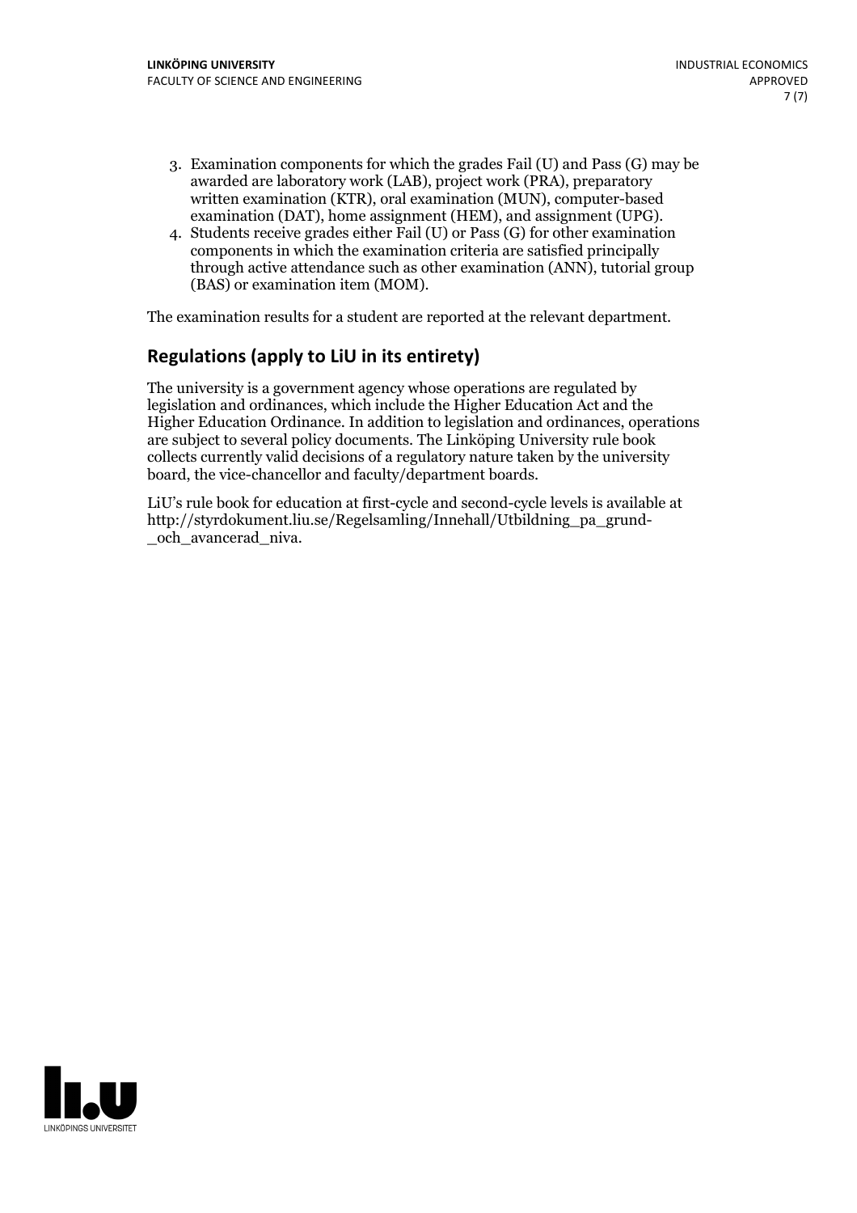3. Examination components for which the grades Fail (U) and Pass (G) may be awarded are laboratory work (LAB), project work (PRA), preparatory written examination (KTR), oral examination (MUN), computer-based examination (DAT), home assignment (HEM), and assignment (UPG).
4. Students receive grades either Fail (U) or Pass (G) for other examination components in which the examination criteria are satisfied principally through active attendance such as other examination (ANN), tutorial group (BAS) or examination item (MOM).

The examination results for a student are reported at the relevant department.

## Regulations (apply to LiU in its entirety)

The university is a government agency whose operations are regulated by legislation and ordinances, which include the Higher Education Act and the Higher Education Ordinance. In addition to legislation and ordinances, operations are subject to several policy documents. The Linköping University rule book collects currently valid decisions of a regulatory nature taken by the university board, the vice-chancellor and faculty/department boards.

LiU's rule book for education at first-cycle and second-cycle levels is available at http://styrdokument.liu.se/Regelsamling/Innehall/Utbildning_pa_grund-_och_avancerad_niva.